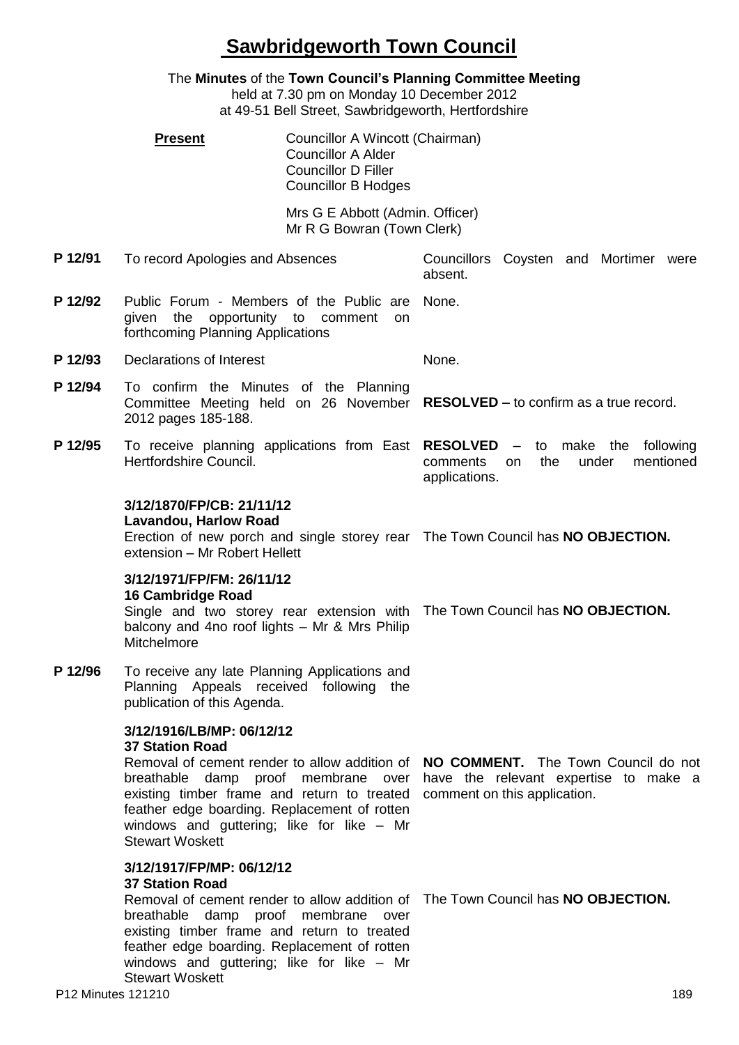// Sawbridgeworth Town Council

# Sawbridgeworth Town Council

The **Minutes** of the **Town Council's Planning Committee Meeting**
held at 7.30 pm on Monday 10 December 2012
at 49-51 Bell Street, Sawbridgeworth, Hertfordshire

**Present**

Councillor A Wincott (Chairman)
Councillor A Alder
Councillor D Filler
Councillor B Hodges

Mrs G E Abbott (Admin. Officer)
Mr R G Bowran (Town Clerk)

| | | |
|---|---|---|
| **P 12/91** | To record Apologies and Absences | Councillors Coysten and Mortimer were absent. |
| **P 12/92** | Public Forum - Members of the Public are given the opportunity to comment on forthcoming Planning Applications | None. |
| **P 12/93** | Declarations of Interest | None. |
| **P 12/94** | To confirm the Minutes of the Planning Committee Meeting held on 26 November 2012 pages 185-188. | **RESOLVED –** to confirm as a true record. |
| **P 12/95** | To receive planning applications from East Hertfordshire Council. | **RESOLVED –** to make the following comments on the under mentioned applications. |
| | **3/12/1870/FP/CB: 21/11/12**<br>**Lavandou, Harlow Road**<br>Erection of new porch and single storey rear extension – Mr Robert Hellett | The Town Council has **NO OBJECTION.** |
| | **3/12/1971/FP/FM: 26/11/12**<br>**16 Cambridge Road**<br>Single and two storey rear extension with balcony and 4no roof lights – Mr & Mrs Philip Mitchelmore | The Town Council has **NO OBJECTION.** |
| **P 12/96** | To receive any late Planning Applications and Planning Appeals received following the publication of this Agenda. | |
| | **3/12/1916/LB/MP: 06/12/12**<br>**37 Station Road**<br>Removal of cement render to allow addition of breathable damp proof membrane over existing timber frame and return to treated feather edge boarding. Replacement of rotten windows and guttering; like for like – Mr Stewart Woskett | **NO COMMENT.** The Town Council do not have the relevant expertise to make a comment on this application. |
| | **3/12/1917/FP/MP: 06/12/12**<br>**37 Station Road**<br>Removal of cement render to allow addition of breathable damp proof membrane over existing timber frame and return to treated feather edge boarding. Replacement of rotten windows and guttering; like for like – Mr Stewart Woskett | The Town Council has **NO OBJECTION.** |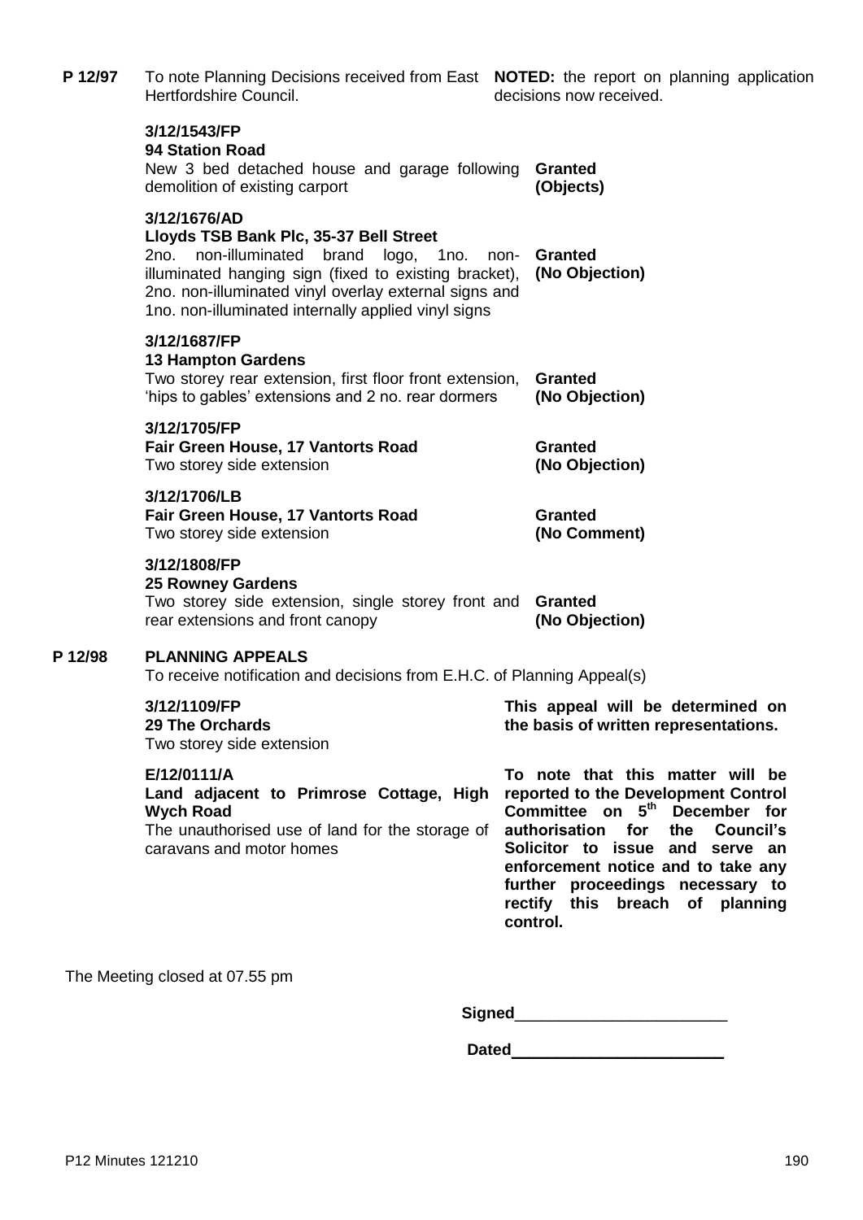**P 12/97** To note Planning Decisions received from East Hertfordshire Council.

**NOTED:** the report on planning application decisions now received.

| | |
|---|---|
| **3/12/1543/FP**<br>**94 Station Road**<br>New 3 bed detached house and garage following demolition of existing carport | **Granted**<br>**(Objects)** |
| **3/12/1676/AD**<br>**Lloyds TSB Bank Plc, 35-37 Bell Street**<br>2no. non-illuminated brand logo, 1no. non-illuminated hanging sign (fixed to existing bracket), 2no. non-illuminated vinyl overlay external signs and 1no. non-illuminated internally applied vinyl signs | **Granted**<br>**(No Objection)** |
| **3/12/1687/FP**<br>**13 Hampton Gardens**<br>Two storey rear extension, first floor front extension, 'hips to gables' extensions and 2 no. rear dormers | **Granted**<br>**(No Objection)** |
| **3/12/1705/FP**<br>**Fair Green House, 17 Vantorts Road**<br>Two storey side extension | **Granted**<br>**(No Objection)** |
| **3/12/1706/LB**<br>**Fair Green House, 17 Vantorts Road**<br>Two storey side extension | **Granted**<br>**(No Comment)** |
| **3/12/1808/FP**<br>**25 Rowney Gardens**<br>Two storey side extension, single storey front and rear extensions and front canopy | **Granted**<br>**(No Objection)** |

**P 12/98** **PLANNING APPEALS**

To receive notification and decisions from E.H.C. of Planning Appeal(s)

| | |
|---|---|
| **3/12/1109/FP**<br>**29 The Orchards**<br>Two storey side extension | **This appeal will be determined on the basis of written representations.** |
| **E/12/0111/A**<br>**Land adjacent to Primrose Cottage, High Wych Road**<br>The unauthorised use of land for the storage of caravans and motor homes | **To note that this matter will be reported to the Development Control Committee on 5th December for authorisation for the Council's Solicitor to issue and serve an enforcement notice and to take any further proceedings necessary to rectify this breach of planning control.** |

The Meeting closed at 07.55 pm

**Signed**________________________

**Dated**________________________

P12 Minutes 121210